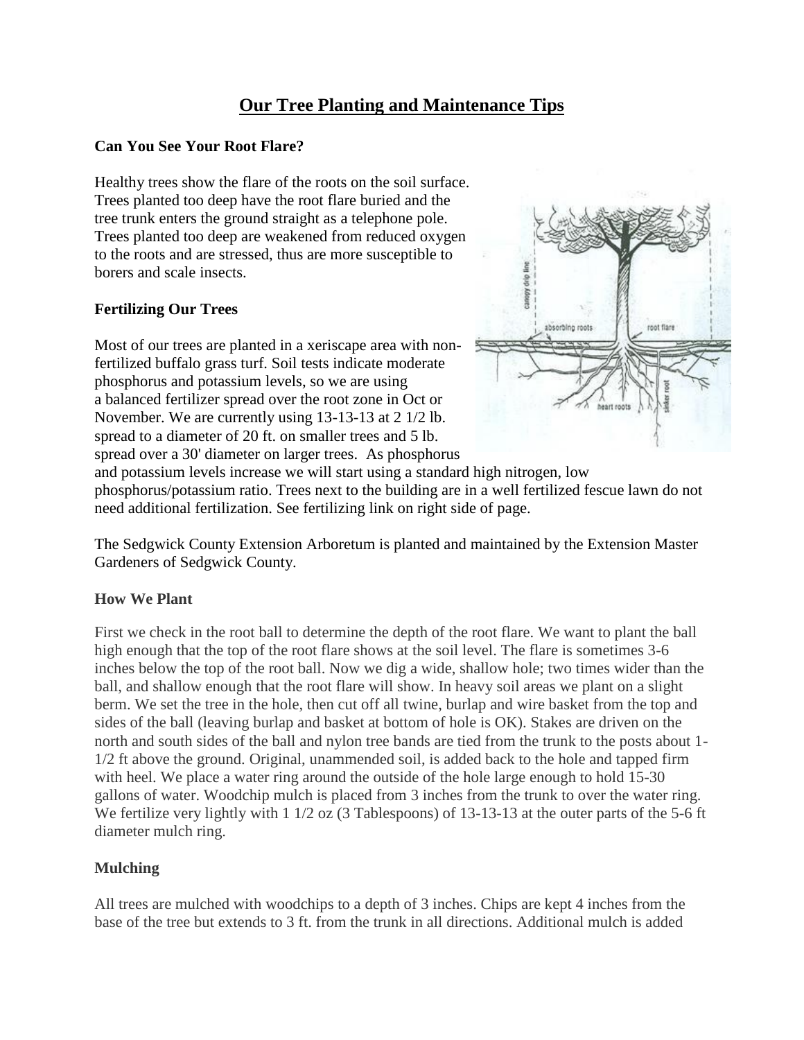# Our Tree Planting and Maintenance Tips

**Can You See Your Root Flare?**

Healthy trees show the flare of the roots on the soil surface. Trees planted too deep have the root flare buried and the tree trunk enters the ground straight as a telephone pole. Trees planted too deep are weakened from reduced oxygen to the roots and are stressed, thus are more susceptible to borers and scale insects.

**Fertilizing Our Trees**

Most of our trees are planted in a xeriscape area with non-fertilized buffalo grass turf. Soil tests indicate moderate phosphorus and potassium levels, so we are using a balanced fertilizer spread over the root zone in Oct or November. We are currently using 13-13-13 at 2 1/2 lb. spread to a diameter of 20 ft. on smaller trees and 5 lb. spread over a 30' diameter on larger trees. As phosphorus and potassium levels increase we will start using a standard high nitrogen, low phosphorus/potassium ratio. Trees next to the building are in a well fertilized fescue lawn do not need additional fertilization. See fertilizing link on right side of page.

The Sedgwick County Extension Arboretum is planted and maintained by the Extension Master Gardeners of Sedgwick County.

**How We Plant**

First we check in the root ball to determine the depth of the root flare. We want to plant the ball high enough that the top of the root flare shows at the soil level. The flare is sometimes 3-6 inches below the top of the root ball. Now we dig a wide, shallow hole; two times wider than the ball, and shallow enough that the root flare will show. In heavy soil areas we plant on a slight berm. We set the tree in the hole, then cut off all twine, burlap and wire basket from the top and sides of the ball (leaving burlap and basket at bottom of hole is OK). Stakes are driven on the north and south sides of the ball and nylon tree bands are tied from the trunk to the posts about 1-1/2 ft above the ground. Original, unammended soil, is added back to the hole and tapped firm with heel. We place a water ring around the outside of the hole large enough to hold 15-30 gallons of water. Woodchip mulch is placed from 3 inches from the trunk to over the water ring. We fertilize very lightly with 1 1/2 oz (3 Tablespoons) of 13-13-13 at the outer parts of the 5-6 ft diameter mulch ring.

**Mulching**

All trees are mulched with woodchips to a depth of 3 inches. Chips are kept 4 inches from the base of the tree but extends to 3 ft. from the trunk in all directions. Additional mulch is added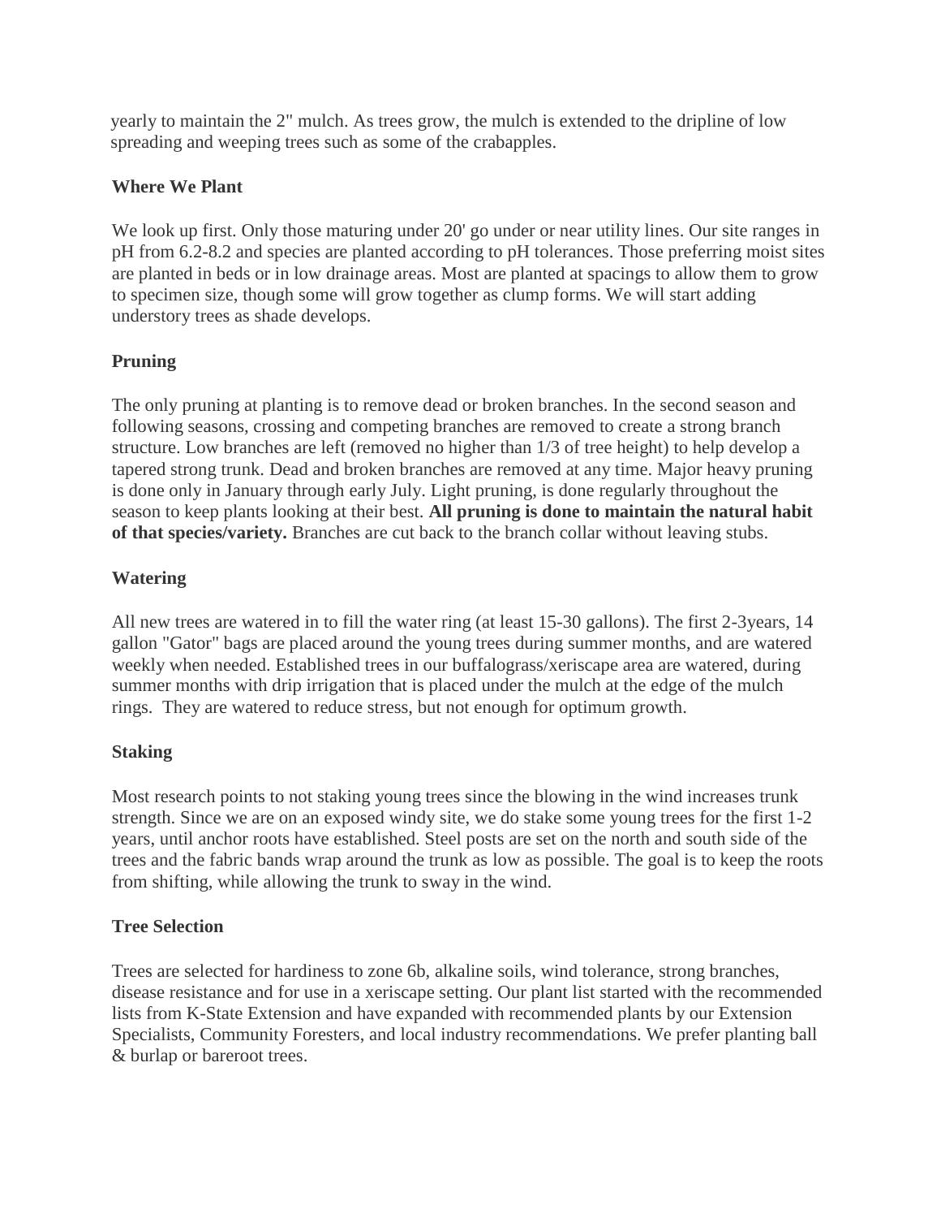yearly to maintain the 2" mulch. As trees grow, the mulch is extended to the dripline of low spreading and weeping trees such as some of the crabapples.

**Where We Plant**

We look up first. Only those maturing under 20' go under or near utility lines. Our site ranges in pH from 6.2-8.2 and species are planted according to pH tolerances. Those preferring moist sites are planted in beds or in low drainage areas. Most are planted at spacings to allow them to grow to specimen size, though some will grow together as clump forms. We will start adding understory trees as shade develops.

**Pruning**

The only pruning at planting is to remove dead or broken branches. In the second season and following seasons, crossing and competing branches are removed to create a strong branch structure. Low branches are left (removed no higher than 1/3 of tree height) to help develop a tapered strong trunk. Dead and broken branches are removed at any time. Major heavy pruning is done only in January through early July. Light pruning, is done regularly throughout the season to keep plants looking at their best. **All pruning is done to maintain the natural habit of that species/variety.** Branches are cut back to the branch collar without leaving stubs.

**Watering**

All new trees are watered in to fill the water ring (at least 15-30 gallons). The first 2-3years, 14 gallon "Gator" bags are placed around the young trees during summer months, and are watered weekly when needed. Established trees in our buffalograss/xeriscape area are watered, during summer months with drip irrigation that is placed under the mulch at the edge of the mulch rings. They are watered to reduce stress, but not enough for optimum growth.

**Staking**

Most research points to not staking young trees since the blowing in the wind increases trunk strength. Since we are on an exposed windy site, we do stake some young trees for the first 1-2 years, until anchor roots have established. Steel posts are set on the north and south side of the trees and the fabric bands wrap around the trunk as low as possible. The goal is to keep the roots from shifting, while allowing the trunk to sway in the wind.

**Tree Selection**

Trees are selected for hardiness to zone 6b, alkaline soils, wind tolerance, strong branches, disease resistance and for use in a xeriscape setting. Our plant list started with the recommended lists from K-State Extension and have expanded with recommended plants by our Extension Specialists, Community Foresters, and local industry recommendations. We prefer planting ball & burlap or bareroot trees.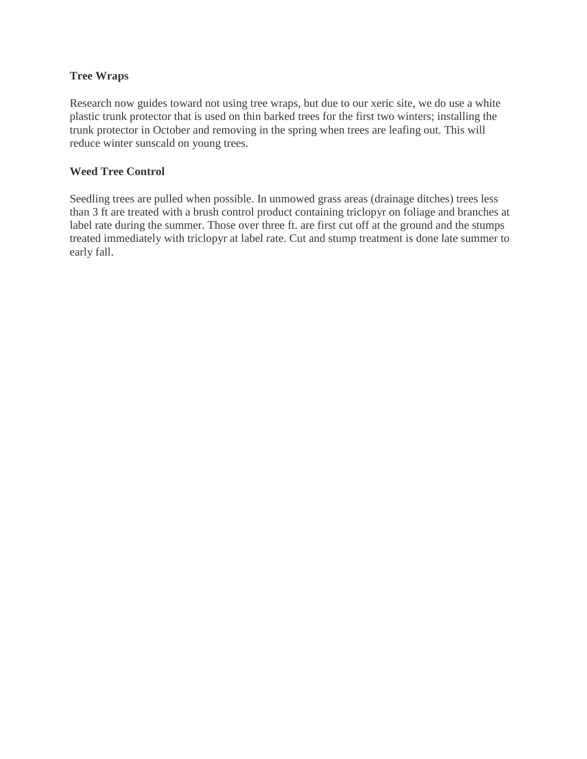**Tree Wraps**

Research now guides toward not using tree wraps, but due to our xeric site, we do use a white plastic trunk protector that is used on thin barked trees for the first two winters; installing the trunk protector in October and removing in the spring when trees are leafing out. This will reduce winter sunscald on young trees.

**Weed Tree Control**

Seedling trees are pulled when possible. In unmowed grass areas (drainage ditches) trees less than 3 ft are treated with a brush control product containing triclopyr on foliage and branches at label rate during the summer. Those over three ft. are first cut off at the ground and the stumps treated immediately with triclopyr at label rate. Cut and stump treatment is done late summer to early fall.